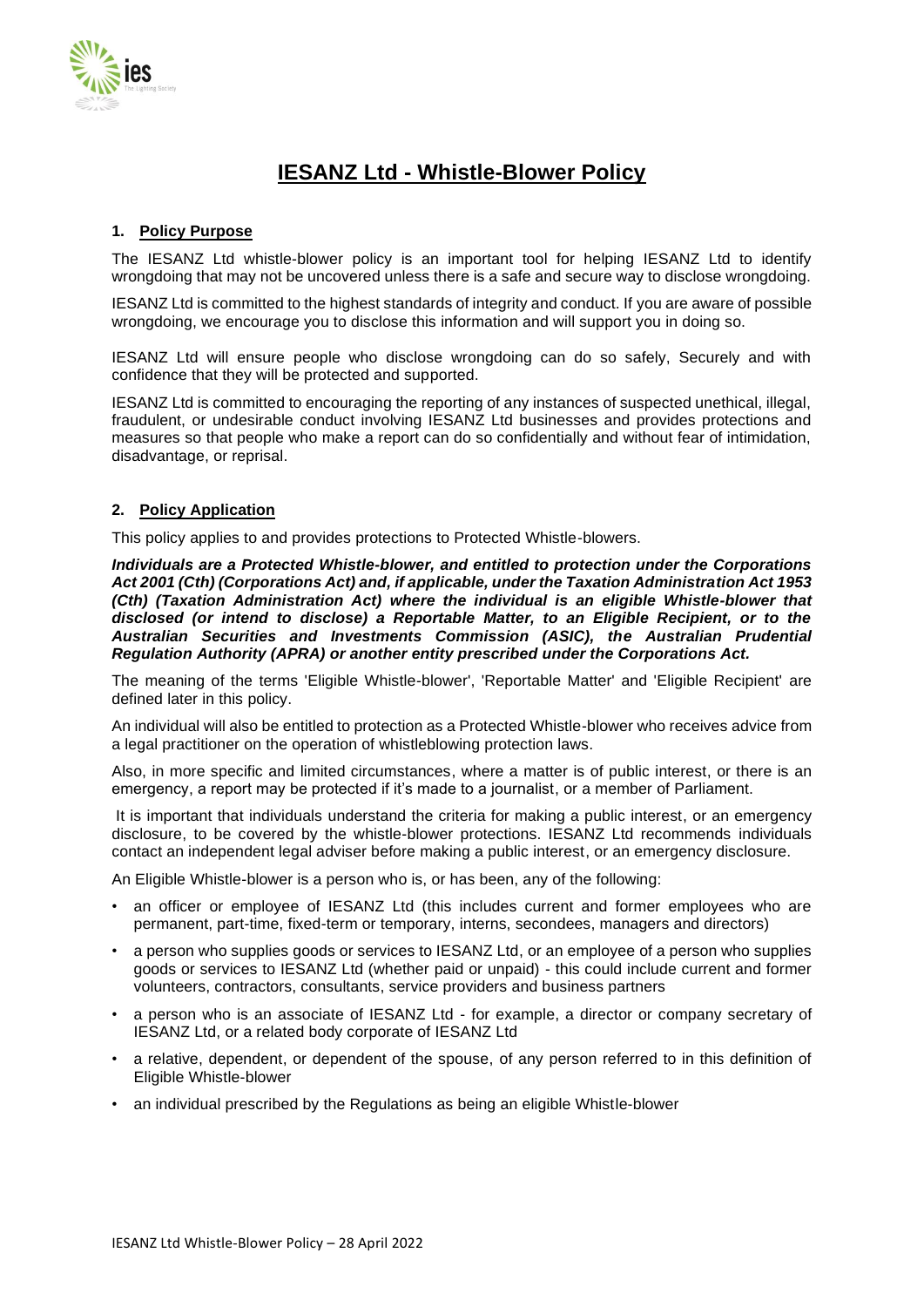# IESANZ Ltd - Whistle-Blower Policy

## 1. Policy Purpose

The IESANZ Ltd whistle-blower policy is an important tool for helping IESANZ Ltd to identify wrongdoing that may not be uncovered unless there is a safe and secure way to disclose wrongdoing.

IESANZ Ltd is committed to the highest standards of integrity and conduct. If you are aware of possible wrongdoing, we encourage you to disclose this information and will support you in doing so.

IESANZ Ltd will ensure people who disclose wrongdoing can do so safely, Securely and with confidence that they will be protected and supported.

IESANZ Ltd is committed to encouraging the reporting of any instances of suspected unethical, illegal, fraudulent, or undesirable conduct involving IESANZ Ltd businesses and provides protections and measures so that people who make a report can do so confidentially and without fear of intimidation, disadvantage, or reprisal.

## 2. Policy Application

This policy applies to and provides protections to Protected Whistle-blowers.

***Individuals are a Protected Whistle-blower, and entitled to protection under the Corporations Act 2001 (Cth) (Corporations Act) and, if applicable, under the Taxation Administration Act 1953 (Cth) (Taxation Administration Act) where the individual is an eligible Whistle-blower that disclosed (or intend to disclose) a Reportable Matter, to an Eligible Recipient, or to the Australian Securities and Investments Commission, (ASIC), the Australian Prudential Regulation Authority (APRA) or another entity prescribed under the Corporations Act.***

The meaning of the terms 'Eligible Whistle-blower', 'Reportable Matter' and 'Eligible Recipient' are defined later in this policy.

An individual will also be entitled to protection as a Protected Whistle-blower who receives advice from a legal practitioner on the operation of whistleblowing protection laws.

Also, in more specific and limited circumstances, where a matter is of public interest, or there is an emergency, a report may be protected if it's made to a journalist, or a member of Parliament.

It is important that individuals understand the criteria for making a public interest, or an emergency disclosure, to be covered by the whistle-blower protections. IESANZ Ltd recommends individuals contact an independent legal adviser before making a public interest, or an emergency disclosure.

An Eligible Whistle-blower is a person who is, or has been, any of the following:

- an officer or employee of IESANZ Ltd (this includes current and former employees who are permanent, part-time, fixed-term or temporary, interns, secondees, managers and directors)
- a person who supplies goods or services to IESANZ Ltd, or an employee of a person who supplies goods or services to IESANZ Ltd (whether paid or unpaid) - this could include current and former volunteers, contractors, consultants, service providers and business partners
- a person who is an associate of IESANZ Ltd - for example, a director or company secretary of IESANZ Ltd, or a related body corporate of IESANZ Ltd
- a relative, dependent, or dependent of the spouse, of any person referred to in this definition of Eligible Whistle-blower
- an individual prescribed by the Regulations as being an eligible Whistle-blower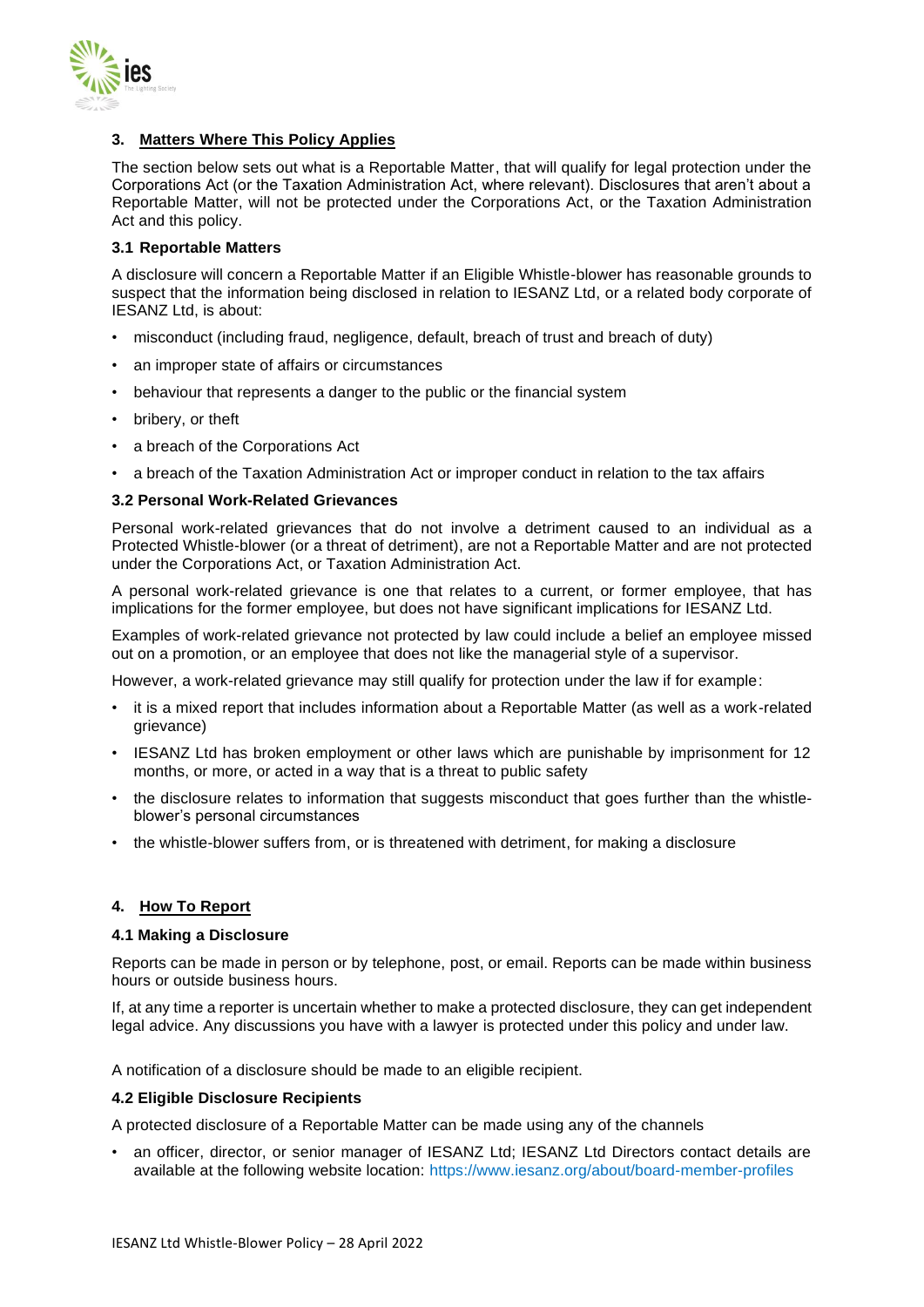## 3. Matters Where This Policy Applies

The section below sets out what is a Reportable Matter, that will qualify for legal protection under the Corporations Act (or the Taxation Administration Act, where relevant). Disclosures that aren't about a Reportable Matter, will not be protected under the Corporations Act, or the Taxation Administration Act and this policy.

### 3.1 Reportable Matters

A disclosure will concern a Reportable Matter if an Eligible Whistle-blower has reasonable grounds to suspect that the information being disclosed in relation to IESANZ Ltd, or a related body corporate of IESANZ Ltd, is about:

- misconduct (including fraud, negligence, default, breach of trust and breach of duty)
- an improper state of affairs or circumstances
- behaviour that represents a danger to the public or the financial system
- bribery, or theft
- a breach of the Corporations Act
- a breach of the Taxation Administration Act or improper conduct in relation to the tax affairs

### 3.2 Personal Work-Related Grievances

Personal work-related grievances that do not involve a detriment caused to an individual as a Protected Whistle-blower (or a threat of detriment), are not a Reportable Matter and are not protected under the Corporations Act, or Taxation Administration Act.

A personal work-related grievance is one that relates to a current, or former employee, that has implications for the former employee, but does not have significant implications for IESANZ Ltd.

Examples of work-related grievance not protected by law could include a belief an employee missed out on a promotion, or an employee that does not like the managerial style of a supervisor.

However, a work-related grievance may still qualify for protection under the law if for example:

- it is a mixed report that includes information about a Reportable Matter (as well as a work-related grievance)
- IESANZ Ltd has broken employment or other laws which are punishable by imprisonment for 12 months, or more, or acted in a way that is a threat to public safety
- the disclosure relates to information that suggests misconduct that goes further than the whistle-blower's personal circumstances
- the whistle-blower suffers from, or is threatened with detriment, for making a disclosure

## 4. How To Report

### 4.1 Making a Disclosure

Reports can be made in person or by telephone, post, or email. Reports can be made within business hours or outside business hours.

If, at any time a reporter is uncertain whether to make a protected disclosure, they can get independent legal advice. Any discussions you have with a lawyer is protected under this policy and under law.

A notification of a disclosure should be made to an eligible recipient.

### 4.2 Eligible Disclosure Recipients

A protected disclosure of a Reportable Matter can be made using any of the channels

- an officer, director, or senior manager of IESANZ Ltd; IESANZ Ltd Directors contact details are available at the following website location: https://www.iesanz.org/about/board-member-profiles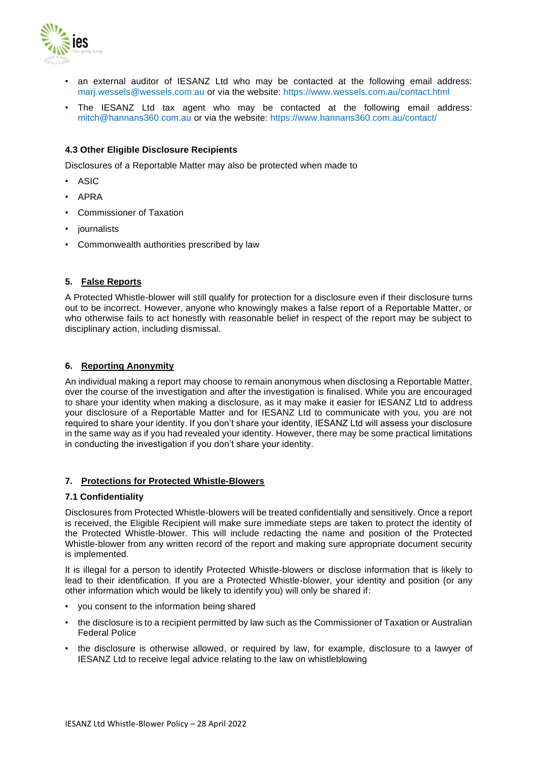- an external auditor of IESANZ Ltd who may be contacted at the following email address: marj.wessels@wessels.com.au or via the website: https://www.wessels.com.au/contact.html
- The IESANZ Ltd tax agent who may be contacted at the following email address: mitch@hannans360.com.au or via the website: https://www.hannans360.com.au/contact/

### 4.3 Other Eligible Disclosure Recipients

Disclosures of a Reportable Matter may also be protected when made to

- ASIC
- APRA
- Commissioner of Taxation
- journalists
- Commonwealth authorities prescribed by law

## 5. False Reports

A Protected Whistle-blower will still qualify for protection for a disclosure even if their disclosure turns out to be incorrect. However, anyone who knowingly makes a false report of a Reportable Matter, or who otherwise fails to act honestly with reasonable belief in respect of the report may be subject to disciplinary action, including dismissal.

## 6. Reporting Anonymity

An individual making a report may choose to remain anonymous when disclosing a Reportable Matter, over the course of the investigation and after the investigation is finalised. While you are encouraged to share your identity when making a disclosure, as it may make it easier for IESANZ Ltd to address your disclosure of a Reportable Matter and for IESANZ Ltd to communicate with you, you are not required to share your identity. If you don't share your identity, IESANZ Ltd will assess your disclosure in the same way as if you had revealed your identity. However, there may be some practical limitations in conducting the investigation if you don't share your identity.

## 7. Protections for Protected Whistle-Blowers

### 7.1 Confidentiality

Disclosures from Protected Whistle-blowers will be treated confidentially and sensitively. Once a report is received, the Eligible Recipient will make sure immediate steps are taken to protect the identity of the Protected Whistle-blower. This will include redacting the name and position of the Protected Whistle-blower from any written record of the report and making sure appropriate document security is implemented.

It is illegal for a person to identify Protected Whistle-blowers or disclose information that is likely to lead to their identification. If you are a Protected Whistle-blower, your identity and position (or any other information which would be likely to identify you) will only be shared if:

- you consent to the information being shared
- the disclosure is to a recipient permitted by law such as the Commissioner of Taxation or Australian Federal Police
- the disclosure is otherwise allowed, or required by law, for example, disclosure to a lawyer of IESANZ Ltd to receive legal advice relating to the law on whistleblowing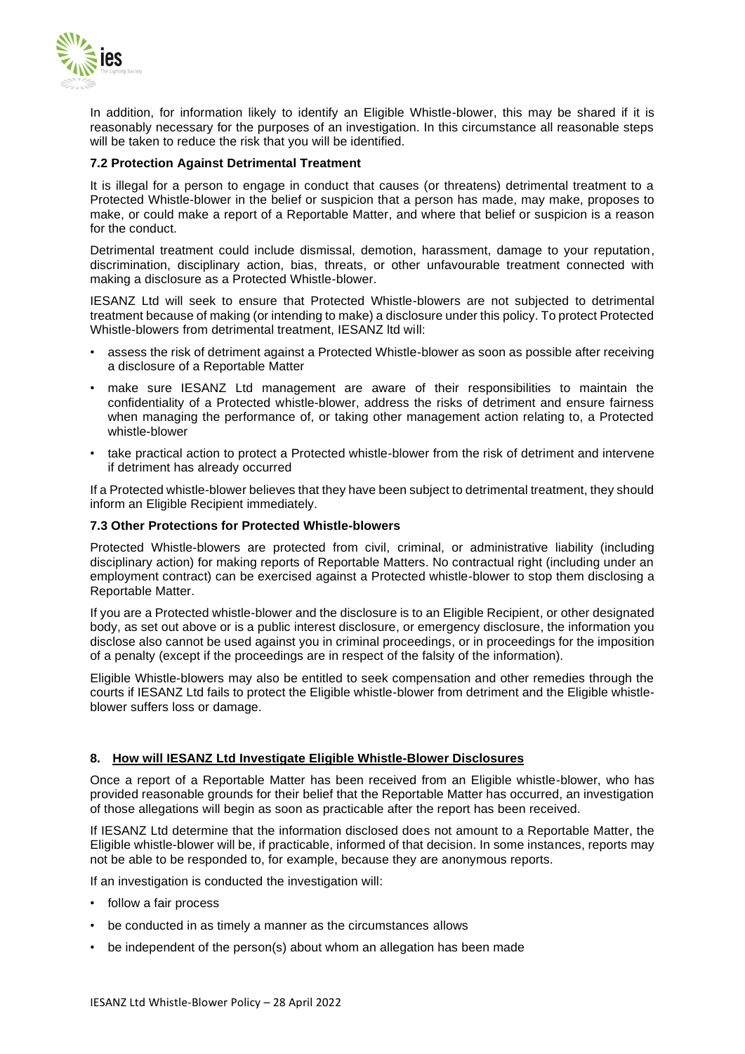In addition, for information likely to identify an Eligible Whistle-blower, this may be shared if it is reasonably necessary for the purposes of an investigation. In this circumstance all reasonable steps will be taken to reduce the risk that you will be identified.

### 7.2 Protection Against Detrimental Treatment

It is illegal for a person to engage in conduct that causes (or threatens) detrimental treatment to a Protected Whistle-blower in the belief or suspicion that a person has made, may make, proposes to make, or could make a report of a Reportable Matter, and where that belief or suspicion is a reason for the conduct.

Detrimental treatment could include dismissal, demotion, harassment, damage to your reputation, discrimination, disciplinary action, bias, threats, or other unfavourable treatment connected with making a disclosure as a Protected Whistle-blower.

IESANZ Ltd will seek to ensure that Protected Whistle-blowers are not subjected to detrimental treatment because of making (or intending to make) a disclosure under this policy. To protect Protected Whistle-blowers from detrimental treatment, IESANZ ltd will:

- assess the risk of detriment against a Protected Whistle-blower as soon as possible after receiving a disclosure of a Reportable Matter
- make sure IESANZ Ltd management are aware of their responsibilities to maintain the confidentiality of a Protected whistle-blower, address the risks of detriment and ensure fairness when managing the performance of, or taking other management action relating to, a Protected whistle-blower
- take practical action to protect a Protected whistle-blower from the risk of detriment and intervene if detriment has already occurred

If a Protected whistle-blower believes that they have been subject to detrimental treatment, they should inform an Eligible Recipient immediately.

### 7.3 Other Protections for Protected Whistle-blowers

Protected Whistle-blowers are protected from civil, criminal, or administrative liability (including disciplinary action) for making reports of Reportable Matters. No contractual right (including under an employment contract) can be exercised against a Protected whistle-blower to stop them disclosing a Reportable Matter.

If you are a Protected whistle-blower and the disclosure is to an Eligible Recipient, or other designated body, as set out above or is a public interest disclosure, or emergency disclosure, the information you disclose also cannot be used against you in criminal proceedings, or in proceedings for the imposition of a penalty (except if the proceedings are in respect of the falsity of the information).

Eligible Whistle-blowers may also be entitled to seek compensation and other remedies through the courts if IESANZ Ltd fails to protect the Eligible whistle-blower from detriment and the Eligible whistle-blower suffers loss or damage.

## 8. How will IESANZ Ltd Investigate Eligible Whistle-Blower Disclosures

Once a report of a Reportable Matter has been received from an Eligible whistle-blower, who has provided reasonable grounds for their belief that the Reportable Matter has occurred, an investigation of those allegations will begin as soon as practicable after the report has been received.

If IESANZ Ltd determine that the information disclosed does not amount to a Reportable Matter, the Eligible whistle-blower will be, if practicable, informed of that decision. In some instances, reports may not be able to be responded to, for example, because they are anonymous reports.

If an investigation is conducted the investigation will:

- follow a fair process
- be conducted in as timely a manner as the circumstances allows
- be independent of the person(s) about whom an allegation has been made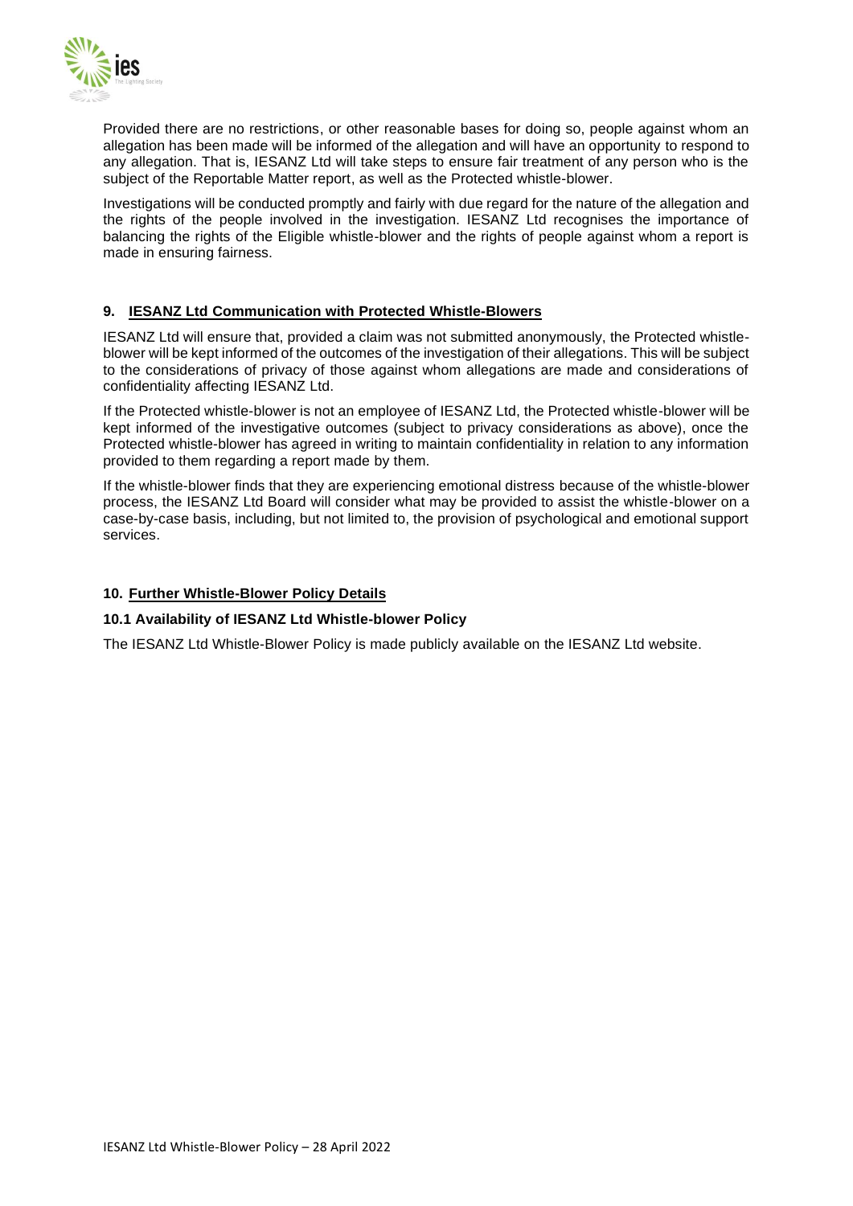Provided there are no restrictions, or other reasonable bases for doing so, people against whom an allegation has been made will be informed of the allegation and will have an opportunity to respond to any allegation. That is, IESANZ Ltd will take steps to ensure fair treatment of any person who is the subject of the Reportable Matter report, as well as the Protected whistle-blower.

Investigations will be conducted promptly and fairly with due regard for the nature of the allegation and the rights of the people involved in the investigation. IESANZ Ltd recognises the importance of balancing the rights of the Eligible whistle-blower and the rights of people against whom a report is made in ensuring fairness.

## 9. IESANZ Ltd Communication with Protected Whistle-Blowers

IESANZ Ltd will ensure that, provided a claim was not submitted anonymously, the Protected whistle-blower will be kept informed of the outcomes of the investigation of their allegations. This will be subject to the considerations of privacy of those against whom allegations are made and considerations of confidentiality affecting IESANZ Ltd.

If the Protected whistle-blower is not an employee of IESANZ Ltd, the Protected whistle-blower will be kept informed of the investigative outcomes (subject to privacy considerations as above), once the Protected whistle-blower has agreed in writing to maintain confidentiality in relation to any information provided to them regarding a report made by them.

If the whistle-blower finds that they are experiencing emotional distress because of the whistle-blower process, the IESANZ Ltd Board will consider what may be provided to assist the whistle-blower on a case-by-case basis, including, but not limited to, the provision of psychological and emotional support services.

## 10. Further Whistle-Blower Policy Details

### 10.1 Availability of IESANZ Ltd Whistle-blower Policy

The IESANZ Ltd Whistle-Blower Policy is made publicly available on the IESANZ Ltd website.